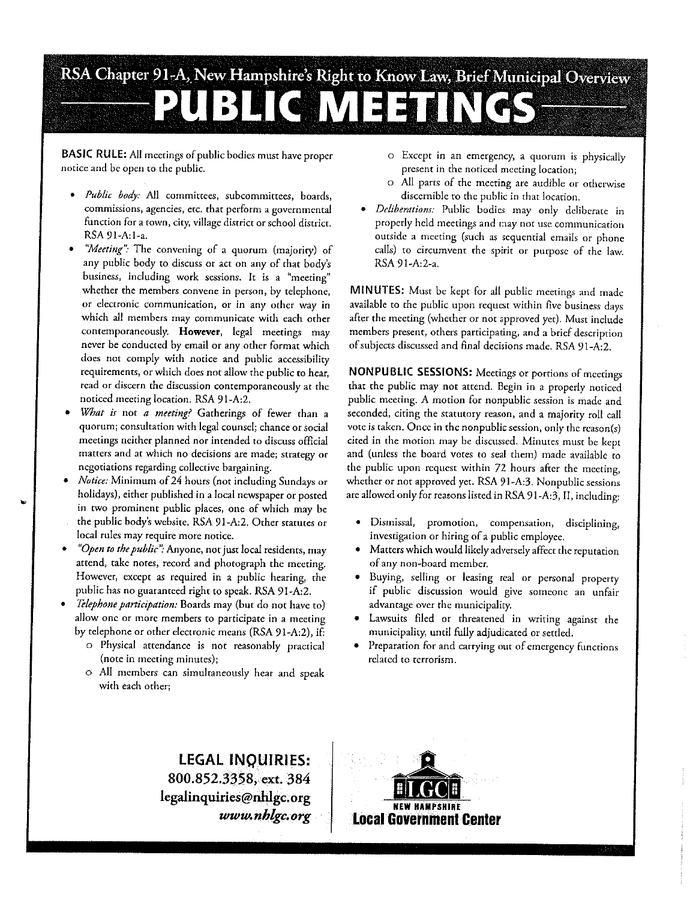# RSA Chapter 91-A, New Hampshire's Right to Know Law, Brief Municipal Overview

# PUBLIC MEETINGS

**BASIC RULE:** All meetings of public bodies must have proper notice and be open to the public.

- *Public body:* All committees, subcommittees, boards, commissions, agencies, etc. that perform a governmental function for a town, city, village district or school district. RSA 91-A:1-a.
- *"Meeting":* The convening of a quorum (majority) of any public body to discuss or act on any of that body's business, including work sessions. It is a "meeting" whether the members convene in person, by telephone, or electronic communication, or in any other way in which all members may communicate with each other contemporaneously. **However**, legal meetings may never be conducted by email or any other format which does not comply with notice and public accessibility requirements, or which does not allow the public to hear, read or discern the discussion contemporaneously at the noticed meeting location. RSA 91-A:2.
- *What is* not *a meeting?* Gatherings of fewer than a quorum; consultation with legal counsel; chance or social meetings neither planned nor intended to discuss official matters and at which no decisions are made; strategy or negotiations regarding collective bargaining.
- *Notice:* Minimum of 24 hours (not including Sundays or holidays), either published in a local newspaper or posted in two prominent public places, one of which may be the public body's website. RSA 91-A:2. Other statutes or local rules may require more notice.
- *"Open to the public":* Anyone, not just local residents, may attend, take notes, record and photograph the meeting. However, except as required in a public hearing, the public has no guaranteed right to speak. RSA 91-A:2.
- *Telephone participation:* Boards may (but do not have to) allow one or more members to participate in a meeting by telephone or other electronic means (RSA 91-A:2), if:
  - Physical attendance is not reasonably practical (note in meeting minutes);
  - All members can simultaneously hear and speak with each other;
  - Except in an emergency, a quorum is physically present in the noticed meeting location;
  - All parts of the meeting are audible or otherwise discernible to the public in that location.
- *Deliberations:* Public bodies may only deliberate in properly held meetings and may not use communication outside a meeting (such as sequential emails or phone calls) to circumvent the spirit or purpose of the law. RSA 91-A:2-a.

**MINUTES:** Must be kept for all public meetings and made available to the public upon request within five business days after the meeting (whether or not approved yet). Must include members present, others participating, and a brief description of subjects discussed and final decisions made. RSA 91-A:2.

**NONPUBLIC SESSIONS:** Meetings or portions of meetings that the public may not attend. Begin in a properly noticed public meeting. A motion for nonpublic session is made and seconded, citing the statutory reason, and a majority roll call vote is taken. Once in the nonpublic session, only the reason(s) cited in the motion may be discussed. Minutes must be kept and (unless the board votes to seal them) made available to the public upon request within 72 hours after the meeting, whether or not approved yet. RSA 91-A:3. Nonpublic sessions are allowed only for reasons listed in RSA 91-A:3, II, including:

- Dismissal, promotion, compensation, disciplining, investigation or hiring of a public employee.
- Matters which would likely adversely affect the reputation of any non-board member.
- Buying, selling or leasing real or personal property if public discussion would give someone an unfair advantage over the municipality.
- Lawsuits filed or threatened in writing against the municipality, until fully adjudicated or settled.
- Preparation for and carrying out of emergency functions related to terrorism.

**LEGAL INQUIRIES:**
800.852.3358, ext. 384
legalinquiries@nhlgc.org
*www.nhlgc.org*

LGC NEW HAMPSHIRE **Local Government Center**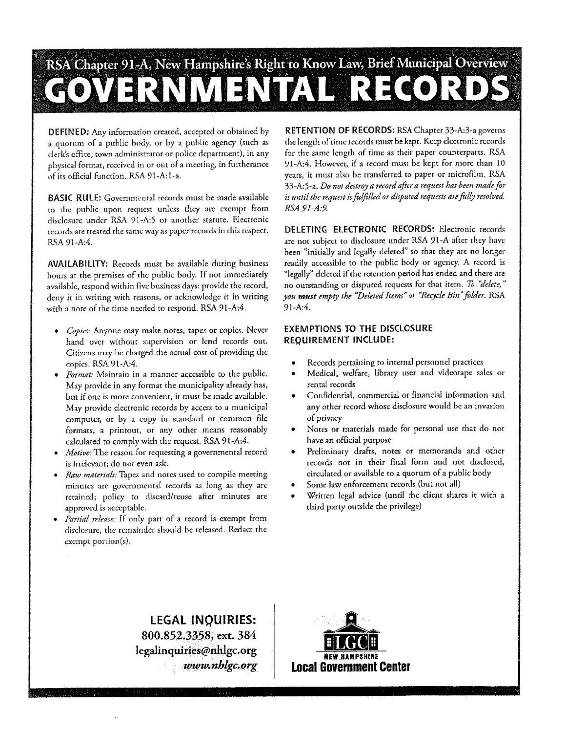# RSA Chapter 91-A, New Hampshire's Right to Know Law, Brief Municipal Overview

# GOVERNMENTAL RECORDS

**DEFINED:** Any information created, accepted or obtained by a quorum of a public body, or by a public agency (such as clerk's office, town administrator or police department), in any physical format, received in or out of a meeting, in furtherance of its official function. RSA 91-A:1-a.

**BASIC RULE:** Governmental records must be made available to the public upon request unless they are exempt from disclosure under RSA 91-A:5 or another statute. Electronic records are treated the same way as paper records in this respect. RSA 91-A:4.

**AVAILABILITY:** Records must be available during business hours at the premises of the public body. If not immediately available, respond within five business days: provide the record, deny it in writing with reasons, or acknowledge it in writing with a note of the time needed to respond. RSA 91-A:4.

- *Copies:* Anyone may make notes, tapes or copies. Never hand over without supervision or lend records out. Citizens may be charged the actual cost of providing the copies. RSA 91-A:4.
- *Format:* Maintain in a manner accessible to the public. May provide in any format the municipality already has, but if one is more convenient, it must be made available. May provide electronic records by access to a municipal computer, or by a copy in standard or common file formats, a printout, or any other means reasonably calculated to comply with the request. RSA 91-A:4.
- *Motive:* The reason for requesting a governmental record is irrelevant; do not even ask.
- *Raw materials:* Tapes and notes used to compile meeting minutes are governmental records as long as they are retained; policy to discard/reuse after minutes are approved is acceptable.
- *Partial release:* If only part of a record is exempt from disclosure, the remainder should be released. Redact the exempt portion(s).

**RETENTION OF RECORDS:** RSA Chapter 33-A:3-a governs the length of time records must be kept. Keep electronic records for the same length of time as their paper counterparts. RSA 91-A:4. However, if a record must be kept for more than 10 years, it must also be transferred to paper or microfilm. RSA 33-A:5-a. *Do not destroy a record after a request has been made for it until the request is fulfilled or disputed requests are fully resolved. RSA 91-A:9.*

**DELETING ELECTRONIC RECORDS:** Electronic records are not subject to disclosure under RSA 91-A after they have been "initially and legally deleted" so that they are no longer readily accessible to the public body or agency. A record is "legally" deleted if the retention period has ended and there are no outstanding or disputed requests for that item. *To "delete," you must empty the "Deleted Items" or "Recycle Bin" folder.* RSA 91-A:4.

**EXEMPTIONS TO THE DISCLOSURE REQUIREMENT INCLUDE:**

- Records pertaining to internal personnel practices
- Medical, welfare, library user and videotape sales or rental records
- Confidential, commercial or financial information and any other record whose disclosure would be an invasion of privacy
- Notes or materials made for personal use that do not have an official purpose
- Preliminary drafts, notes or memoranda and other records not in their final form and not disclosed, circulated or available to a quorum of a public body
- Some law enforcement records (but not all)
- Written legal advice (until the client shares it with a third party outside the privilege)

**LEGAL INQUIRIES:**
800.852.3358, ext. 384
legalinquiries@nhlgc.org
*www.nhlgc.org*

LGC
NEW HAMPSHIRE
**Local Government Center**